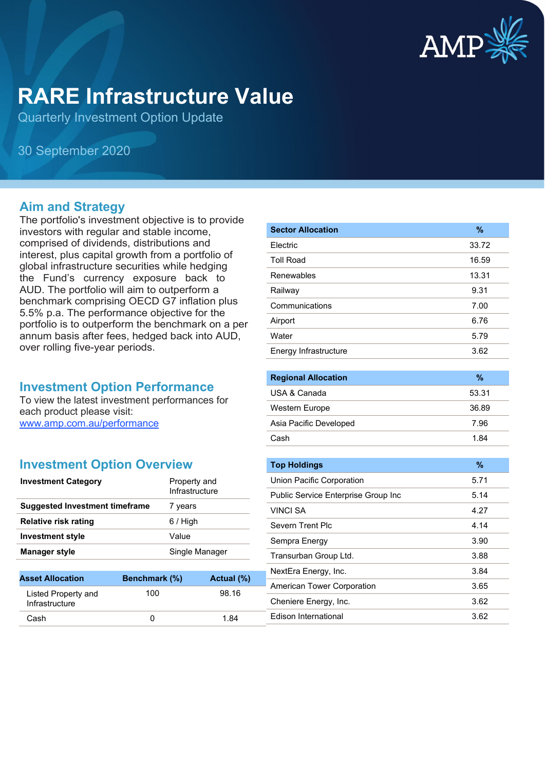# RARE Infrastructure Value

Quarterly Investment Option Update

30 September 2020

## Aim and Strategy

The portfolio's investment objective is to provide investors with regular and stable income, comprised of dividends, distributions and interest, plus capital growth from a portfolio of global infrastructure securities while hedging the Fund's currency exposure back to AUD. The portfolio will aim to outperform a benchmark comprising OECD G7 inflation plus 5.5% p.a. The performance objective for the portfolio is to outperform the benchmark on a per annum basis after fees, hedged back into AUD, over rolling five-year periods.

## Investment Option Performance

To view the latest investment performances for each product please visit:
[www.amp.com.au/performance](www.amp.com.au/performance)

## Investment Option Overview

| | |
|---|---|
| **Investment Category** | Property and Infrastructure |
| **Suggested Investment timeframe** | 7 years |
| **Relative risk rating** | 6 / High |
| **Investment style** | Value |
| **Manager style** | Single Manager |

| Asset Allocation | Benchmark (%) | Actual (%) |
|---|---|---|
| Listed Property and Infrastructure | 100 | 98.16 |
| Cash | 0 | 1.84 |

| Sector Allocation | % |
|---|---|
| Electric | 33.72 |
| Toll Road | 16.59 |
| Renewables | 13.31 |
| Railway | 9.31 |
| Communications | 7.00 |
| Airport | 6.76 |
| Water | 5.79 |
| Energy Infrastructure | 3.62 |

| Regional Allocation | % |
|---|---|
| USA & Canada | 53.31 |
| Western Europe | 36.89 |
| Asia Pacific Developed | 7.96 |
| Cash | 1.84 |

| Top Holdings | % |
|---|---|
| Union Pacific Corporation | 5.71 |
| Public Service Enterprise Group Inc | 5.14 |
| VINCI SA | 4.27 |
| Severn Trent Plc | 4.14 |
| Sempra Energy | 3.90 |
| Transurban Group Ltd. | 3.88 |
| NextEra Energy, Inc. | 3.84 |
| American Tower Corporation | 3.65 |
| Cheniere Energy, Inc. | 3.62 |
| Edison International | 3.62 |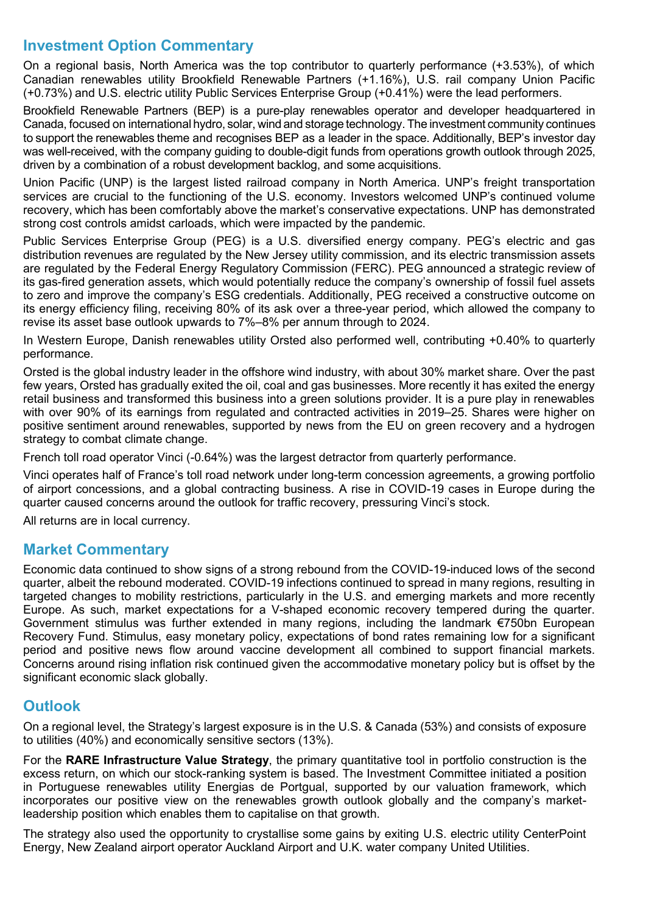## Investment Option Commentary

On a regional basis, North America was the top contributor to quarterly performance (+3.53%), of which Canadian renewables utility Brookfield Renewable Partners (+1.16%), U.S. rail company Union Pacific (+0.73%) and U.S. electric utility Public Services Enterprise Group (+0.41%) were the lead performers.

Brookfield Renewable Partners (BEP) is a pure-play renewables operator and developer headquartered in Canada, focused on international hydro, solar, wind and storage technology. The investment community continues to support the renewables theme and recognises BEP as a leader in the space. Additionally, BEP's investor day was well-received, with the company guiding to double-digit funds from operations growth outlook through 2025, driven by a combination of a robust development backlog, and some acquisitions.

Union Pacific (UNP) is the largest listed railroad company in North America. UNP's freight transportation services are crucial to the functioning of the U.S. economy. Investors welcomed UNP's continued volume recovery, which has been comfortably above the market's conservative expectations. UNP has demonstrated strong cost controls amidst carloads, which were impacted by the pandemic.

Public Services Enterprise Group (PEG) is a U.S. diversified energy company. PEG's electric and gas distribution revenues are regulated by the New Jersey utility commission, and its electric transmission assets are regulated by the Federal Energy Regulatory Commission (FERC). PEG announced a strategic review of its gas-fired generation assets, which would potentially reduce the company's ownership of fossil fuel assets to zero and improve the company's ESG credentials. Additionally, PEG received a constructive outcome on its energy efficiency filing, receiving 80% of its ask over a three-year period, which allowed the company to revise its asset base outlook upwards to 7%–8% per annum through to 2024.

In Western Europe, Danish renewables utility Orsted also performed well, contributing +0.40% to quarterly performance.

Orsted is the global industry leader in the offshore wind industry, with about 30% market share. Over the past few years, Orsted has gradually exited the oil, coal and gas businesses. More recently it has exited the energy retail business and transformed this business into a green solutions provider. It is a pure play in renewables with over 90% of its earnings from regulated and contracted activities in 2019–25. Shares were higher on positive sentiment around renewables, supported by news from the EU on green recovery and a hydrogen strategy to combat climate change.

French toll road operator Vinci (-0.64%) was the largest detractor from quarterly performance.

Vinci operates half of France's toll road network under long-term concession agreements, a growing portfolio of airport concessions, and a global contracting business. A rise in COVID-19 cases in Europe during the quarter caused concerns around the outlook for traffic recovery, pressuring Vinci's stock.

All returns are in local currency.

## Market Commentary

Economic data continued to show signs of a strong rebound from the COVID-19-induced lows of the second quarter, albeit the rebound moderated. COVID-19 infections continued to spread in many regions, resulting in targeted changes to mobility restrictions, particularly in the U.S. and emerging markets and more recently Europe. As such, market expectations for a V-shaped economic recovery tempered during the quarter. Government stimulus was further extended in many regions, including the landmark €750bn European Recovery Fund. Stimulus, easy monetary policy, expectations of bond rates remaining low for a significant period and positive news flow around vaccine development all combined to support financial markets. Concerns around rising inflation risk continued given the accommodative monetary policy but is offset by the significant economic slack globally.

## Outlook

On a regional level, the Strategy's largest exposure is in the U.S. & Canada (53%) and consists of exposure to utilities (40%) and economically sensitive sectors (13%).

For the **RARE Infrastructure Value Strategy**, the primary quantitative tool in portfolio construction is the excess return, on which our stock-ranking system is based. The Investment Committee initiated a position in Portuguese renewables utility Energias de Portgual, supported by our valuation framework, which incorporates our positive view on the renewables growth outlook globally and the company's market-leadership position which enables them to capitalise on that growth.

The strategy also used the opportunity to crystallise some gains by exiting U.S. electric utility CenterPoint Energy, New Zealand airport operator Auckland Airport and U.K. water company United Utilities.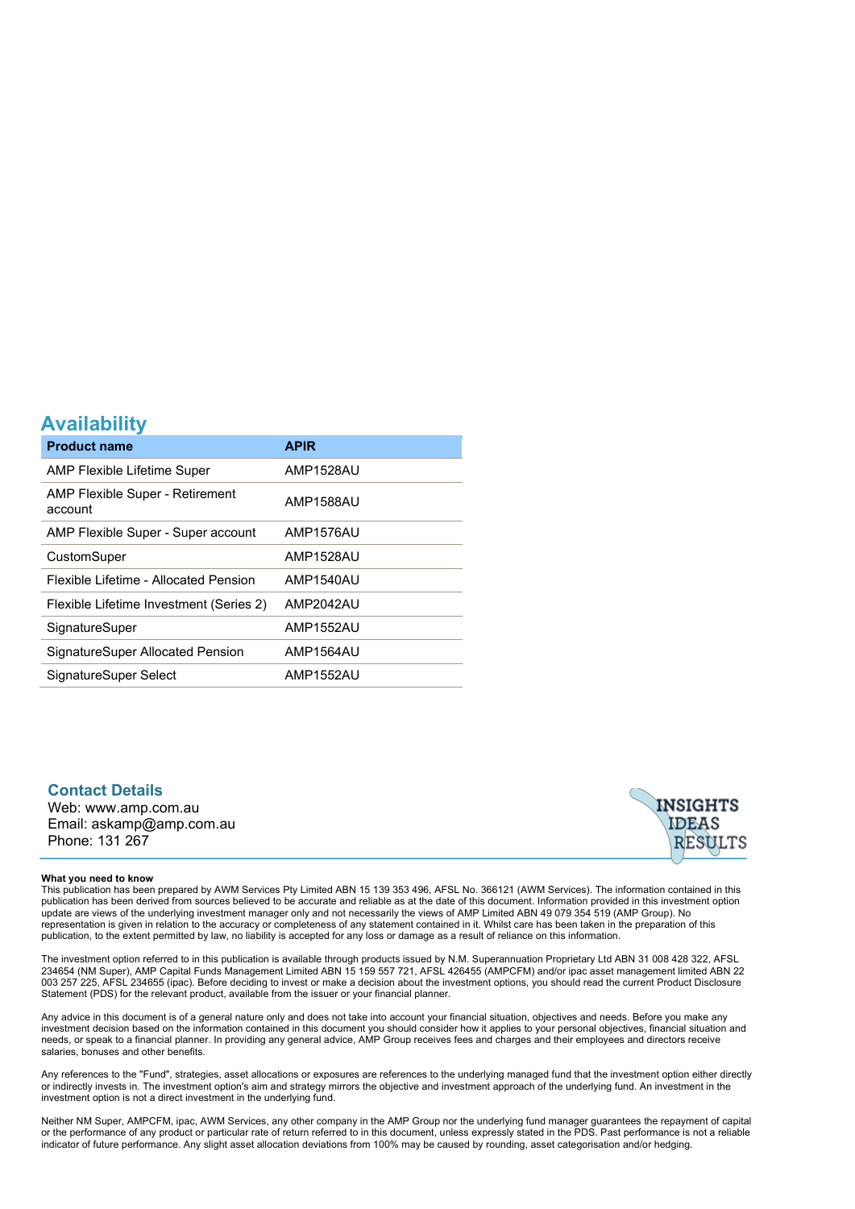## Availability

| Product name | APIR |
|---|---|
| AMP Flexible Lifetime Super | AMP1528AU |
| AMP Flexible Super - Retirement account | AMP1588AU |
| AMP Flexible Super - Super account | AMP1576AU |
| CustomSuper | AMP1528AU |
| Flexible Lifetime - Allocated Pension | AMP1540AU |
| Flexible Lifetime Investment (Series 2) | AMP2042AU |
| SignatureSuper | AMP1552AU |
| SignatureSuper Allocated Pension | AMP1564AU |
| SignatureSuper Select | AMP1552AU |

### Contact Details

Web: www.amp.com.au
Email: askamp@amp.com.au
Phone: 131 267

INSIGHTS
IDEAS
RESULTS

**What you need to know**

This publication has been prepared by AWM Services Pty Limited ABN 15 139 353 496, AFSL No. 366121 (AWM Services). The information contained in this publication has been derived from sources believed to be accurate and reliable as at the date of this document. Information provided in this investment option update are views of the underlying investment manager only and not necessarily the views of AMP Limited ABN 49 079 354 519 (AMP Group). No representation is given in relation to the accuracy or completeness of any statement contained in it. Whilst care has been taken in the preparation of this publication, to the extent permitted by law, no liability is accepted for any loss or damage as a result of reliance on this information.

The investment option referred to in this publication is available through products issued by N.M. Superannuation Proprietary Ltd ABN 31 008 428 322, AFSL 234654 (NM Super), AMP Capital Funds Management Limited ABN 15 159 557 721, AFSL 426455 (AMPCFM) and/or ipac asset management limited ABN 22 003 257 225, AFSL 234655 (ipac). Before deciding to invest or make a decision about the investment options, you should read the current Product Disclosure Statement (PDS) for the relevant product, available from the issuer or your financial planner.

Any advice in this document is of a general nature only and does not take into account your financial situation, objectives and needs. Before you make any investment decision based on the information contained in this document you should consider how it applies to your personal objectives, financial situation and needs, or speak to a financial planner. In providing any general advice, AMP Group receives fees and charges and their employees and directors receive salaries, bonuses and other benefits.

Any references to the "Fund", strategies, asset allocations or exposures are references to the underlying managed fund that the investment option either directly or indirectly invests in. The investment option's aim and strategy mirrors the objective and investment approach of the underlying fund. An investment in the investment option is not a direct investment in the underlying fund.

Neither NM Super, AMPCFM, ipac, AWM Services, any other company in the AMP Group nor the underlying fund manager guarantees the repayment of capital or the performance of any product or particular rate of return referred to in this document, unless expressly stated in the PDS. Past performance is not a reliable indicator of future performance. Any slight asset allocation deviations from 100% may be caused by rounding, asset categorisation and/or hedging.